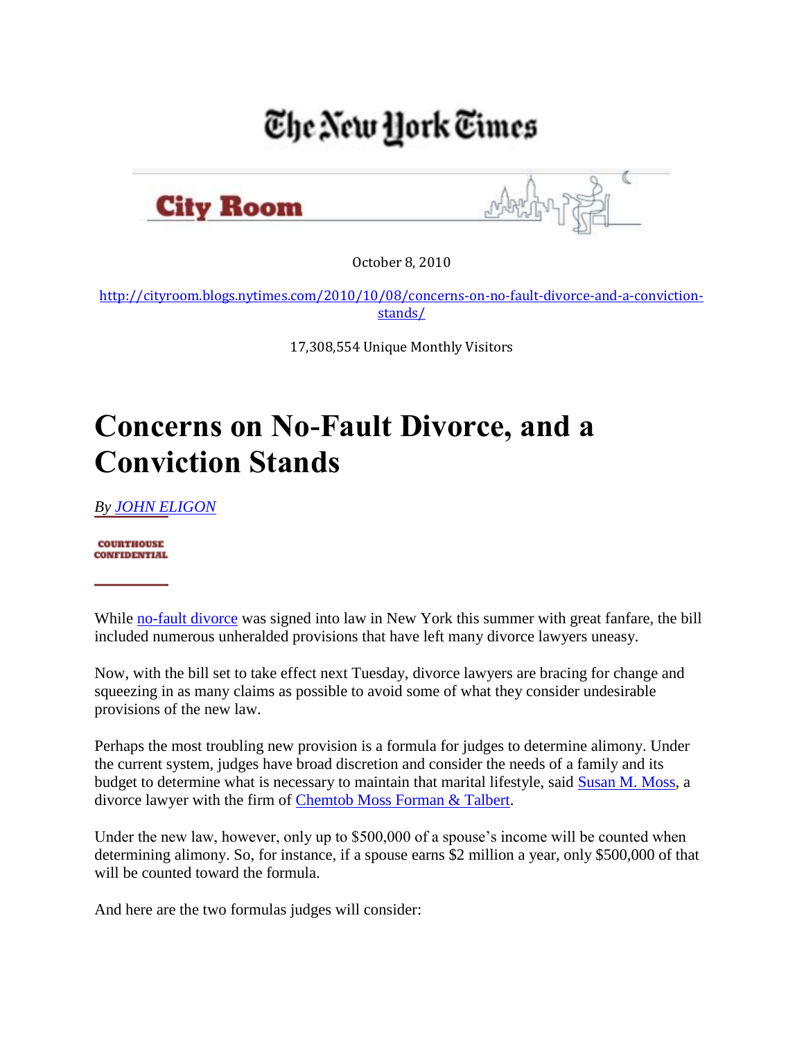The New York Times

City Room

October 8, 2010

http://cityroom.blogs.nytimes.com/2010/10/08/concerns-on-no-fault-divorce-and-a-conviction-stands/

17,308,554 Unique Monthly Visitors

# Concerns on No-Fault Divorce, and a Conviction Stands

*By JOHN ELIGON*

COURTHOUSE CONFIDENTIAL

While no-fault divorce was signed into law in New York this summer with great fanfare, the bill included numerous unheralded provisions that have left many divorce lawyers uneasy.

Now, with the bill set to take effect next Tuesday, divorce lawyers are bracing for change and squeezing in as many claims as possible to avoid some of what they consider undesirable provisions of the new law.

Perhaps the most troubling new provision is a formula for judges to determine alimony. Under the current system, judges have broad discretion and consider the needs of a family and its budget to determine what is necessary to maintain that marital lifestyle, said Susan M. Moss, a divorce lawyer with the firm of Chemtob Moss Forman & Talbert.

Under the new law, however, only up to $500,000 of a spouse's income will be counted when determining alimony. So, for instance, if a spouse earns $2 million a year, only $500,000 of that will be counted toward the formula.

And here are the two formulas judges will consider: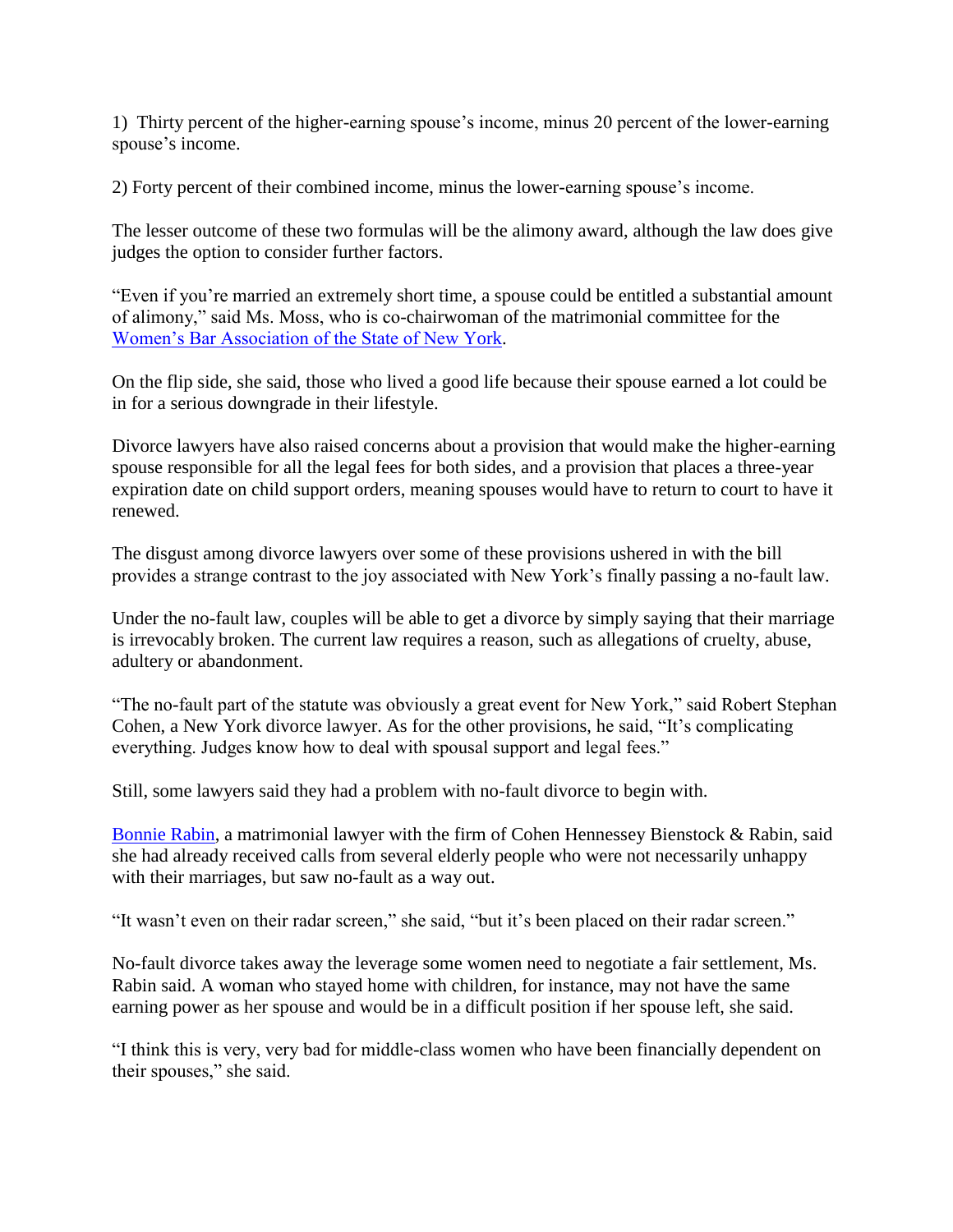1) Thirty percent of the higher-earning spouse's income, minus 20 percent of the lower-earning spouse's income.

2) Forty percent of their combined income, minus the lower-earning spouse's income.

The lesser outcome of these two formulas will be the alimony award, although the law does give judges the option to consider further factors.

"Even if you're married an extremely short time, a spouse could be entitled a substantial amount of alimony," said Ms. Moss, who is co-chairwoman of the matrimonial committee for the [Women's Bar Association of the State of New York](#).

On the flip side, she said, those who lived a good life because their spouse earned a lot could be in for a serious downgrade in their lifestyle.

Divorce lawyers have also raised concerns about a provision that would make the higher-earning spouse responsible for all the legal fees for both sides, and a provision that places a three-year expiration date on child support orders, meaning spouses would have to return to court to have it renewed.

The disgust among divorce lawyers over some of these provisions ushered in with the bill provides a strange contrast to the joy associated with New York's finally passing a no-fault law.

Under the no-fault law, couples will be able to get a divorce by simply saying that their marriage is irrevocably broken. The current law requires a reason, such as allegations of cruelty, abuse, adultery or abandonment.

"The no-fault part of the statute was obviously a great event for New York," said Robert Stephan Cohen, a New York divorce lawyer. As for the other provisions, he said, "It's complicating everything. Judges know how to deal with spousal support and legal fees."

Still, some lawyers said they had a problem with no-fault divorce to begin with.

[Bonnie Rabin](#), a matrimonial lawyer with the firm of Cohen Hennessey Bienstock & Rabin, said she had already received calls from several elderly people who were not necessarily unhappy with their marriages, but saw no-fault as a way out.

"It wasn't even on their radar screen," she said, "but it's been placed on their radar screen."

No-fault divorce takes away the leverage some women need to negotiate a fair settlement, Ms. Rabin said. A woman who stayed home with children, for instance, may not have the same earning power as her spouse and would be in a difficult position if her spouse left, she said.

"I think this is very, very bad for middle-class women who have been financially dependent on their spouses," she said.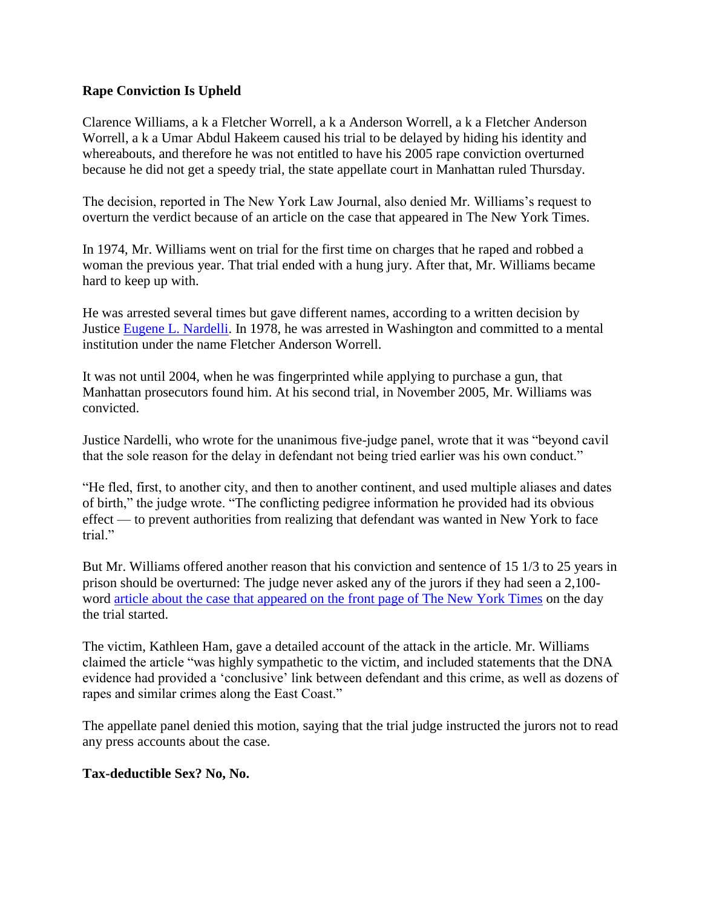**Rape Conviction Is Upheld**

Clarence Williams, a k a Fletcher Worrell, a k a Anderson Worrell, a k a Fletcher Anderson Worrell, a k a Umar Abdul Hakeem caused his trial to be delayed by hiding his identity and whereabouts, and therefore he was not entitled to have his 2005 rape conviction overturned because he did not get a speedy trial, the state appellate court in Manhattan ruled Thursday.

The decision, reported in The New York Law Journal, also denied Mr. Williams's request to overturn the verdict because of an article on the case that appeared in The New York Times.

In 1974, Mr. Williams went on trial for the first time on charges that he raped and robbed a woman the previous year. That trial ended with a hung jury. After that, Mr. Williams became hard to keep up with.

He was arrested several times but gave different names, according to a written decision by Justice Eugene L. Nardelli. In 1978, he was arrested in Washington and committed to a mental institution under the name Fletcher Anderson Worrell.

It was not until 2004, when he was fingerprinted while applying to purchase a gun, that Manhattan prosecutors found him. At his second trial, in November 2005, Mr. Williams was convicted.

Justice Nardelli, who wrote for the unanimous five-judge panel, wrote that it was "beyond cavil that the sole reason for the delay in defendant not being tried earlier was his own conduct."

"He fled, first, to another city, and then to another continent, and used multiple aliases and dates of birth," the judge wrote. "The conflicting pedigree information he provided had its obvious effect — to prevent authorities from realizing that defendant was wanted in New York to face trial."

But Mr. Williams offered another reason that his conviction and sentence of 15 1/3 to 25 years in prison should be overturned: The judge never asked any of the jurors if they had seen a 2,100-word article about the case that appeared on the front page of The New York Times on the day the trial started.

The victim, Kathleen Ham, gave a detailed account of the attack in the article. Mr. Williams claimed the article "was highly sympathetic to the victim, and included statements that the DNA evidence had provided a 'conclusive' link between defendant and this crime, as well as dozens of rapes and similar crimes along the East Coast."

The appellate panel denied this motion, saying that the trial judge instructed the jurors not to read any press accounts about the case.

**Tax-deductible Sex? No, No.**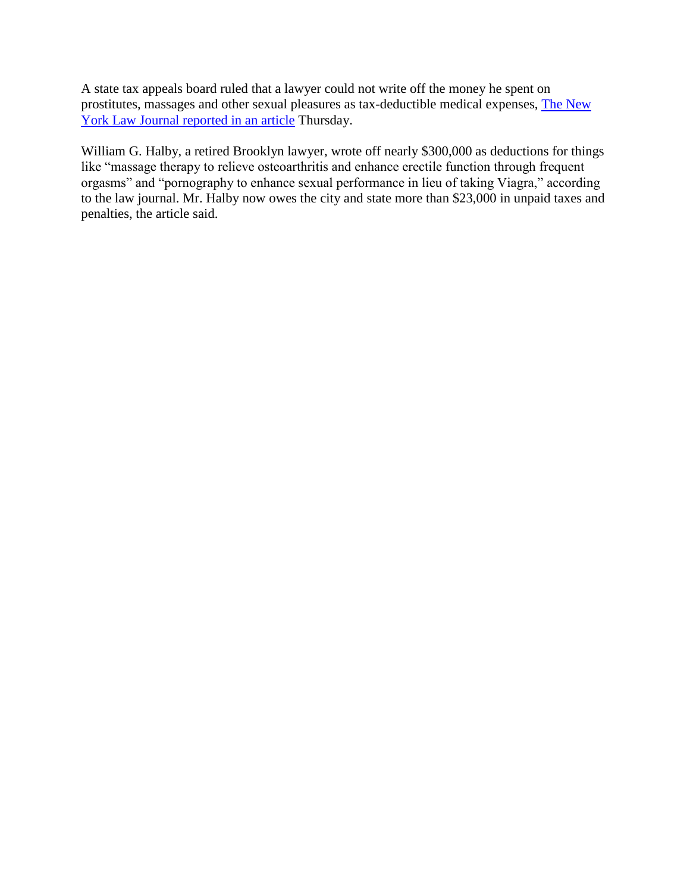A state tax appeals board ruled that a lawyer could not write off the money he spent on prostitutes, massages and other sexual pleasures as tax-deductible medical expenses, The New York Law Journal reported in an article Thursday.

William G. Halby, a retired Brooklyn lawyer, wrote off nearly $300,000 as deductions for things like "massage therapy to relieve osteoarthritis and enhance erectile function through frequent orgasms" and "pornography to enhance sexual performance in lieu of taking Viagra," according to the law journal. Mr. Halby now owes the city and state more than $23,000 in unpaid taxes and penalties, the article said.